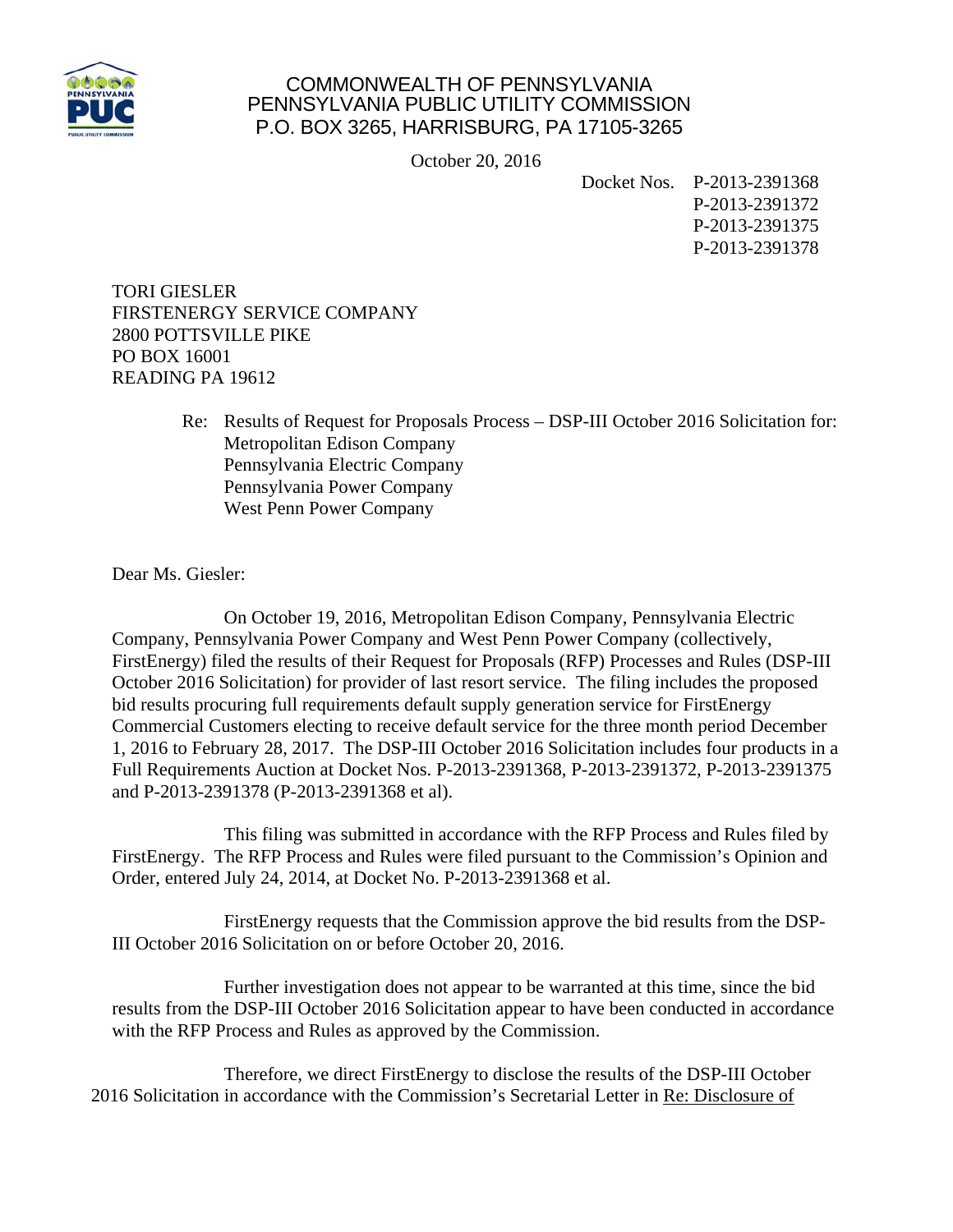COMMONWEALTH OF PENNSYLVANIA
PENNSYLVANIA PUBLIC UTILITY COMMISSION
P.O. BOX 3265, HARRISBURG, PA 17105-3265

October 20, 2016

Docket Nos. P-2013-2391368
P-2013-2391372
P-2013-2391375
P-2013-2391378

TORI GIESLER
FIRSTENERGY SERVICE COMPANY
2800 POTTSVILLE PIKE
PO BOX 16001
READING PA 19612

Re: Results of Request for Proposals Process – DSP-III October 2016 Solicitation for:
Metropolitan Edison Company
Pennsylvania Electric Company
Pennsylvania Power Company
West Penn Power Company

Dear Ms. Giesler:

On October 19, 2016, Metropolitan Edison Company, Pennsylvania Electric Company, Pennsylvania Power Company and West Penn Power Company (collectively, FirstEnergy) filed the results of their Request for Proposals (RFP) Processes and Rules (DSP-III October 2016 Solicitation) for provider of last resort service. The filing includes the proposed bid results procuring full requirements default supply generation service for FirstEnergy Commercial Customers electing to receive default service for the three month period December 1, 2016 to February 28, 2017. The DSP-III October 2016 Solicitation includes four products in a Full Requirements Auction at Docket Nos. P-2013-2391368, P-2013-2391372, P-2013-2391375 and P-2013-2391378 (P-2013-2391368 et al).

This filing was submitted in accordance with the RFP Process and Rules filed by FirstEnergy. The RFP Process and Rules were filed pursuant to the Commission's Opinion and Order, entered July 24, 2014, at Docket No. P-2013-2391368 et al.

FirstEnergy requests that the Commission approve the bid results from the DSP-III October 2016 Solicitation on or before October 20, 2016.

Further investigation does not appear to be warranted at this time, since the bid results from the DSP-III October 2016 Solicitation appear to have been conducted in accordance with the RFP Process and Rules as approved by the Commission.

Therefore, we direct FirstEnergy to disclose the results of the DSP-III October 2016 Solicitation in accordance with the Commission's Secretarial Letter in Re: Disclosure of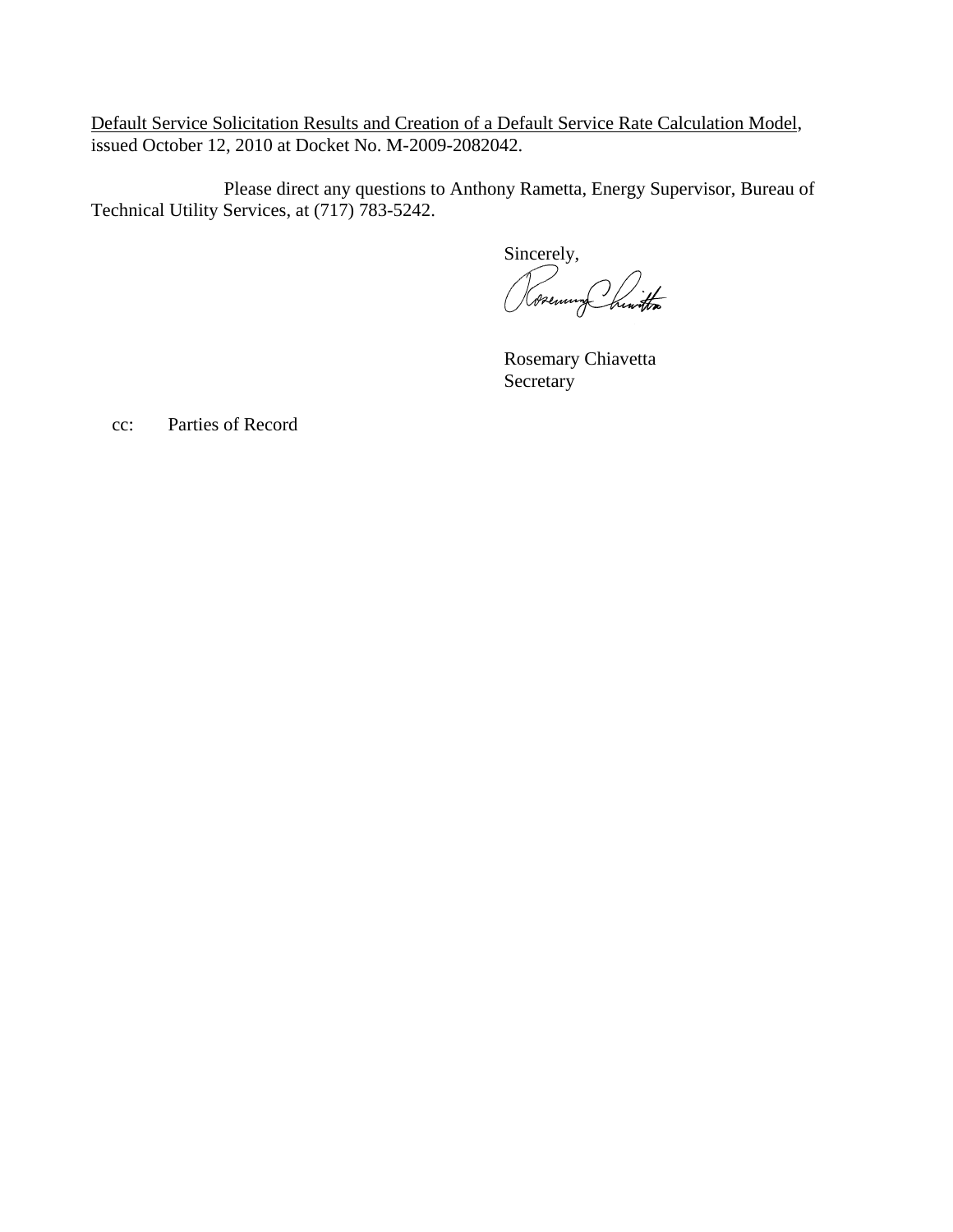<u>Default Service Solicitation Results and Creation of a Default Service Rate Calculation Model</u>, issued October 12, 2010 at Docket No. M-2009-2082042.

Please direct any questions to Anthony Rametta, Energy Supervisor, Bureau of Technical Utility Services, at (717) 783-5242.

Sincerely,

Rosemary Chiavetta
Secretary

cc: Parties of Record